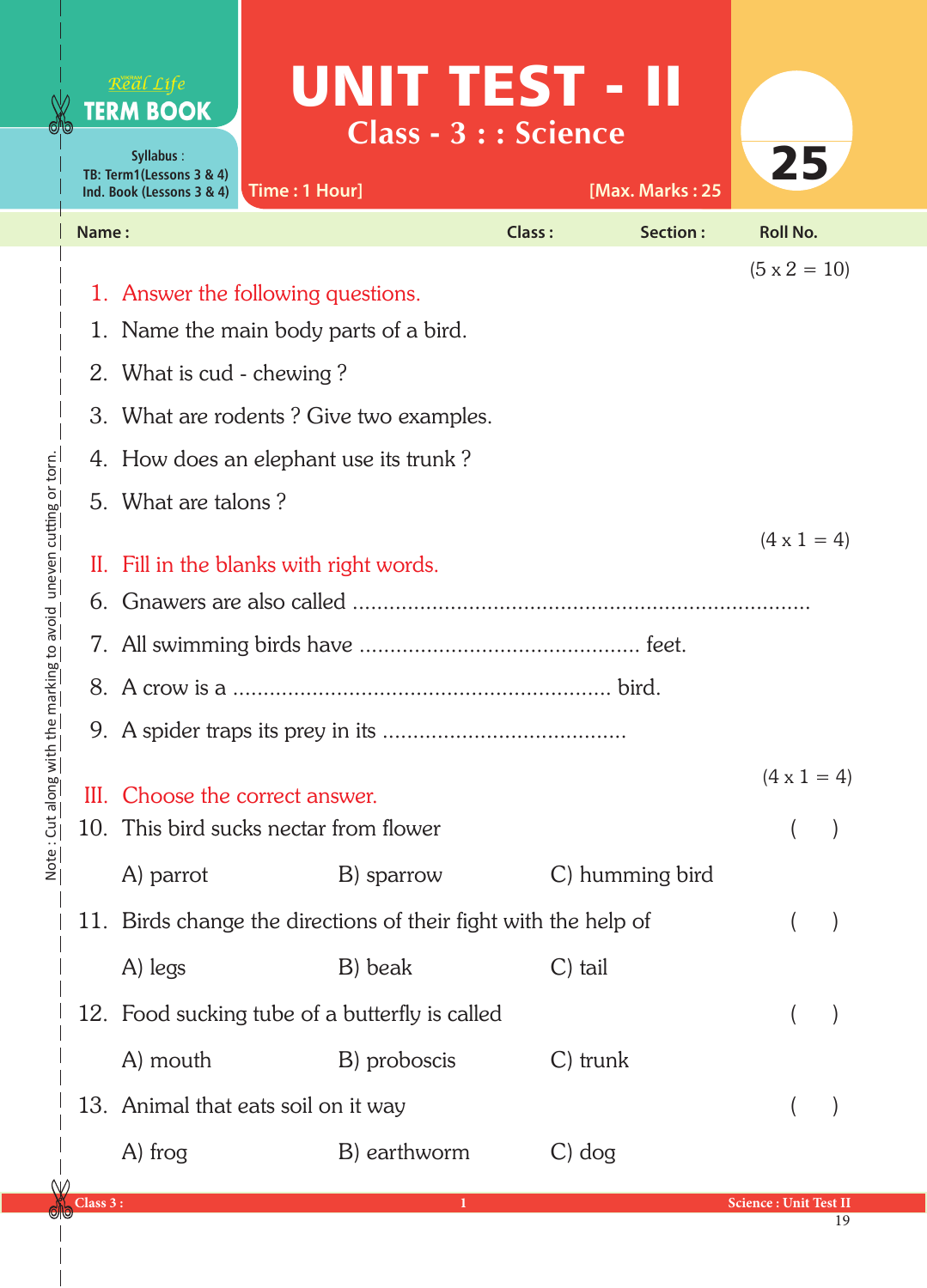Real Life **TERM BOOK**

Syllabus :
TB: Term1(Lessons 3 & 4)
Ind. Book (Lessons 3 & 4)

# UNIT TEST - II

## Class - 3 : : Science

Time : 1 Hour] [Max. Marks : 25

**25**

Name : Class : Section : Roll No.

(5 x 2 = 10)

## 1. Answer the following questions.

1. Name the main body parts of a bird.
2. What is cud - chewing ?
3. What are rodents ? Give two examples.
4. How does an elephant use its trunk ?
5. What are talons ?

(4 x 1 = 4)

## II. Fill in the blanks with right words.

6. Gnawers are also called ............................................................................
7. All swimming birds have .............................................. feet.
8. A crow is a .............................................................. bird.
9. A spider traps its prey in its ........................................

(4 x 1 = 4)

## III. Choose the correct answer.

10. This bird sucks nectar from flower ( )

    A) parrot B) sparrow C) humming bird

11. Birds change the directions of their fight with the help of ( )

    A) legs B) beak C) tail

12. Food sucking tube of a butterfly is called ( )

    A) mouth B) proboscis C) trunk

13. Animal that eats soil on it way ( )

    A) frog B) earthworm C) dog

Note : Cut along with the marking to avoid uneven cutting or torn.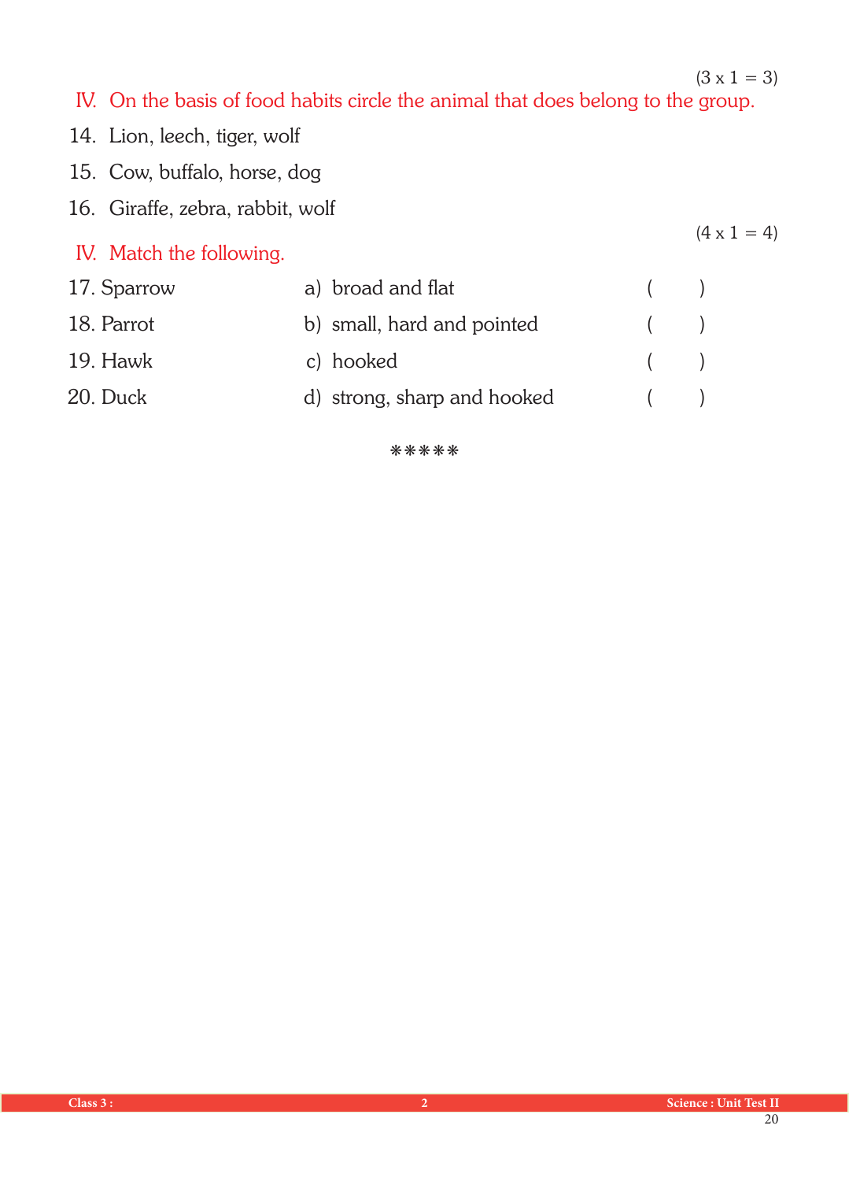(3 x 1 = 3)

**IV. On the basis of food habits circle the animal that does belong to the group.**

14. Lion, leech, tiger, wolf
15. Cow, buffalo, horse, dog
16. Giraffe, zebra, rabbit, wolf

(4 x 1 = 4)

**IV. Match the following.**

| | | |
|---|---|---|
| 17. Sparrow | a) broad and flat | (   ) |
| 18. Parrot | b) small, hard and pointed | (   ) |
| 19. Hawk | c) hooked | (   ) |
| 20. Duck | d) strong, sharp and hooked | (   ) |

*****